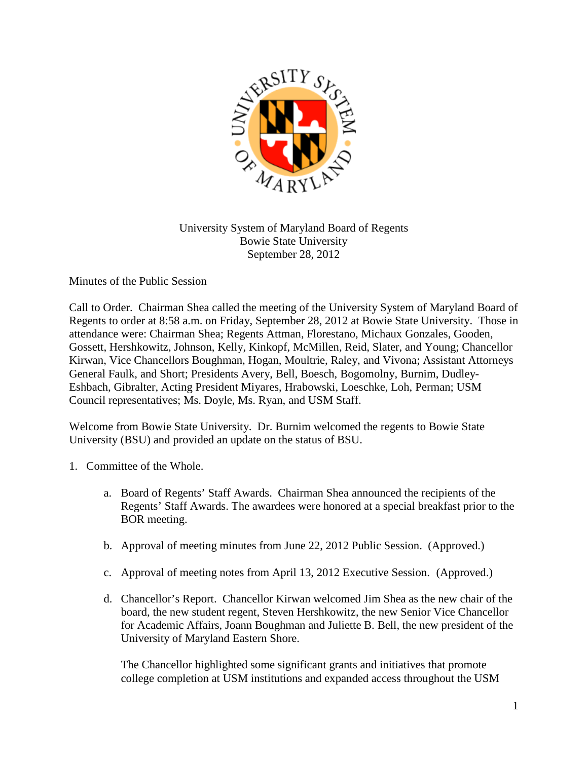University System of Maryland Board of Regents
Bowie State University
September 28, 2012

Minutes of the Public Session

Call to Order. Chairman Shea called the meeting of the University System of Maryland Board of Regents to order at 8:58 a.m. on Friday, September 28, 2012 at Bowie State University. Those in attendance were: Chairman Shea; Regents Attman, Florestano, Michaux Gonzales, Gooden, Gossett, Hershkowitz, Johnson, Kelly, Kinkopf, McMillen, Reid, Slater, and Young; Chancellor Kirwan, Vice Chancellors Boughman, Hogan, Moultrie, Raley, and Vivona; Assistant Attorneys General Faulk, and Short; Presidents Avery, Bell, Boesch, Bogomolny, Burnim, Dudley-Eshbach, Gibralter, Acting President Miyares, Hrabowski, Loeschke, Loh, Perman; USM Council representatives; Ms. Doyle, Ms. Ryan, and USM Staff.

Welcome from Bowie State University. Dr. Burnim welcomed the regents to Bowie State University (BSU) and provided an update on the status of BSU.

1. Committee of the Whole.

   a. Board of Regents' Staff Awards. Chairman Shea announced the recipients of the Regents' Staff Awards. The awardees were honored at a special breakfast prior to the BOR meeting.

   b. Approval of meeting minutes from June 22, 2012 Public Session. (Approved.)

   c. Approval of meeting notes from April 13, 2012 Executive Session. (Approved.)

   d. Chancellor's Report. Chancellor Kirwan welcomed Jim Shea as the new chair of the board, the new student regent, Steven Hershkowitz, the new Senior Vice Chancellor for Academic Affairs, Joann Boughman and Juliette B. Bell, the new president of the University of Maryland Eastern Shore.

      The Chancellor highlighted some significant grants and initiatives that promote college completion at USM institutions and expanded access throughout the USM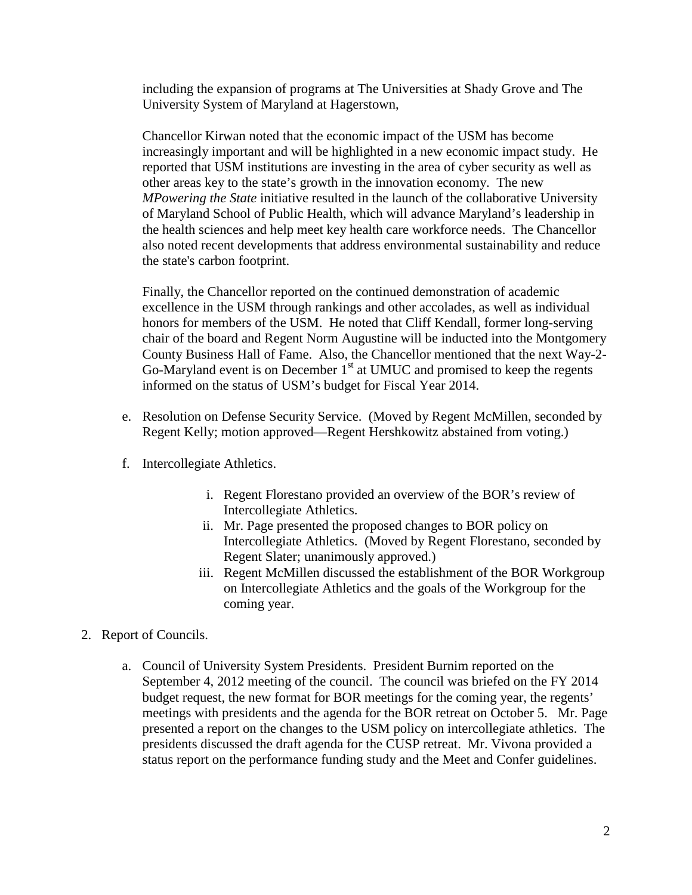including the expansion of programs at The Universities at Shady Grove and The University System of Maryland at Hagerstown,

Chancellor Kirwan noted that the economic impact of the USM has become increasingly important and will be highlighted in a new economic impact study. He reported that USM institutions are investing in the area of cyber security as well as other areas key to the state's growth in the innovation economy. The new *MPowering the State* initiative resulted in the launch of the collaborative University of Maryland School of Public Health, which will advance Maryland's leadership in the health sciences and help meet key health care workforce needs. The Chancellor also noted recent developments that address environmental sustainability and reduce the state's carbon footprint.

Finally, the Chancellor reported on the continued demonstration of academic excellence in the USM through rankings and other accolades, as well as individual honors for members of the USM. He noted that Cliff Kendall, former long-serving chair of the board and Regent Norm Augustine will be inducted into the Montgomery County Business Hall of Fame. Also, the Chancellor mentioned that the next Way-2-Go-Maryland event is on December 1st at UMUC and promised to keep the regents informed on the status of USM's budget for Fiscal Year 2014.

e. Resolution on Defense Security Service. (Moved by Regent McMillen, seconded by Regent Kelly; motion approved—Regent Hershkowitz abstained from voting.)

f. Intercollegiate Athletics.

   i. Regent Florestano provided an overview of the BOR's review of Intercollegiate Athletics.
   ii. Mr. Page presented the proposed changes to BOR policy on Intercollegiate Athletics. (Moved by Regent Florestano, seconded by Regent Slater; unanimously approved.)
   iii. Regent McMillen discussed the establishment of the BOR Workgroup on Intercollegiate Athletics and the goals of the Workgroup for the coming year.

2. Report of Councils.

   a. Council of University System Presidents. President Burnim reported on the September 4, 2012 meeting of the council. The council was briefed on the FY 2014 budget request, the new format for BOR meetings for the coming year, the regents' meetings with presidents and the agenda for the BOR retreat on October 5. Mr. Page presented a report on the changes to the USM policy on intercollegiate athletics. The presidents discussed the draft agenda for the CUSP retreat. Mr. Vivona provided a status report on the performance funding study and the Meet and Confer guidelines.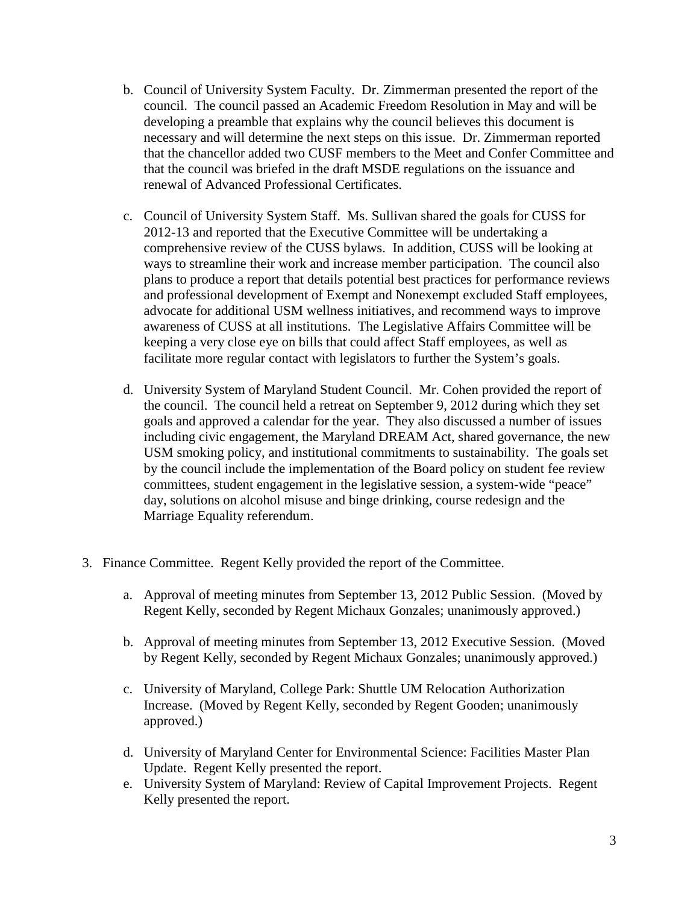b. Council of University System Faculty. Dr. Zimmerman presented the report of the council. The council passed an Academic Freedom Resolution in May and will be developing a preamble that explains why the council believes this document is necessary and will determine the next steps on this issue. Dr. Zimmerman reported that the chancellor added two CUSF members to the Meet and Confer Committee and that the council was briefed in the draft MSDE regulations on the issuance and renewal of Advanced Professional Certificates.

c. Council of University System Staff. Ms. Sullivan shared the goals for CUSS for 2012-13 and reported that the Executive Committee will be undertaking a comprehensive review of the CUSS bylaws. In addition, CUSS will be looking at ways to streamline their work and increase member participation. The council also plans to produce a report that details potential best practices for performance reviews and professional development of Exempt and Nonexempt excluded Staff employees, advocate for additional USM wellness initiatives, and recommend ways to improve awareness of CUSS at all institutions. The Legislative Affairs Committee will be keeping a very close eye on bills that could affect Staff employees, as well as facilitate more regular contact with legislators to further the System's goals.

d. University System of Maryland Student Council. Mr. Cohen provided the report of the council. The council held a retreat on September 9, 2012 during which they set goals and approved a calendar for the year. They also discussed a number of issues including civic engagement, the Maryland DREAM Act, shared governance, the new USM smoking policy, and institutional commitments to sustainability. The goals set by the council include the implementation of the Board policy on student fee review committees, student engagement in the legislative session, a system-wide "peace" day, solutions on alcohol misuse and binge drinking, course redesign and the Marriage Equality referendum.

3. Finance Committee. Regent Kelly provided the report of the Committee.

   a. Approval of meeting minutes from September 13, 2012 Public Session. (Moved by Regent Kelly, seconded by Regent Michaux Gonzales; unanimously approved.)

   b. Approval of meeting minutes from September 13, 2012 Executive Session. (Moved by Regent Kelly, seconded by Regent Michaux Gonzales; unanimously approved.)

   c. University of Maryland, College Park: Shuttle UM Relocation Authorization Increase. (Moved by Regent Kelly, seconded by Regent Gooden; unanimously approved.)

   d. University of Maryland Center for Environmental Science: Facilities Master Plan Update. Regent Kelly presented the report.

   e. University System of Maryland: Review of Capital Improvement Projects. Regent Kelly presented the report.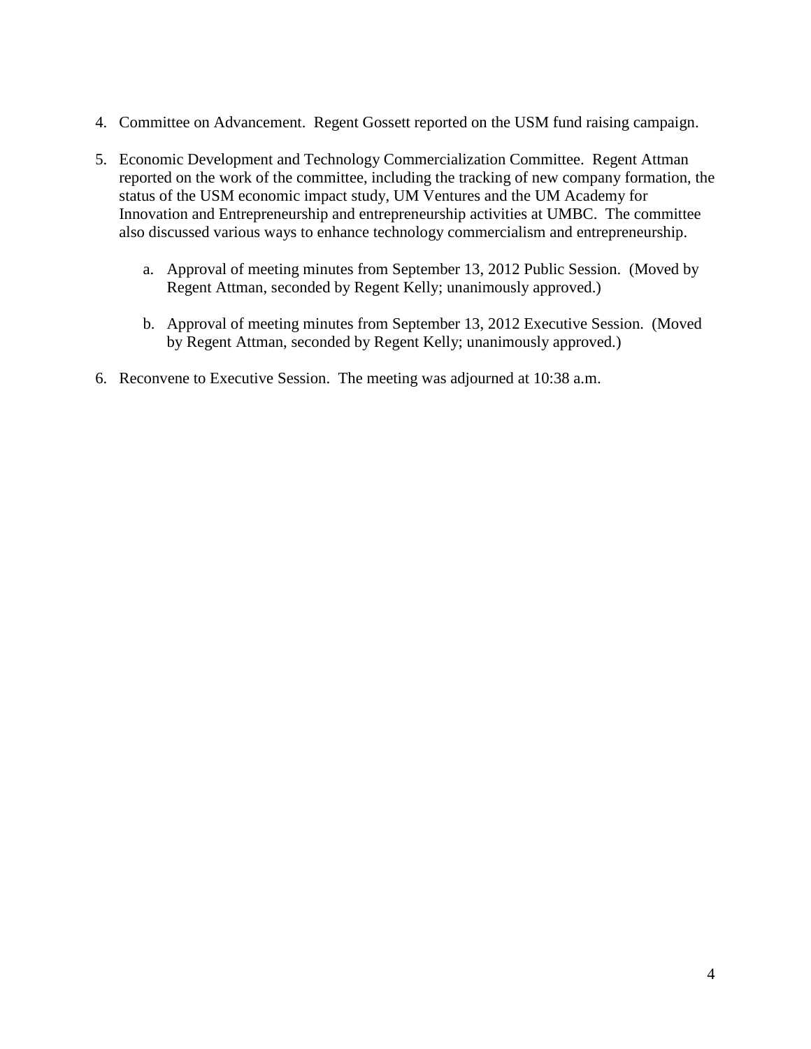4. Committee on Advancement. Regent Gossett reported on the USM fund raising campaign.

5. Economic Development and Technology Commercialization Committee. Regent Attman reported on the work of the committee, including the tracking of new company formation, the status of the USM economic impact study, UM Ventures and the UM Academy for Innovation and Entrepreneurship and entrepreneurship activities at UMBC. The committee also discussed various ways to enhance technology commercialism and entrepreneurship.

   a. Approval of meeting minutes from September 13, 2012 Public Session. (Moved by Regent Attman, seconded by Regent Kelly; unanimously approved.)

   b. Approval of meeting minutes from September 13, 2012 Executive Session. (Moved by Regent Attman, seconded by Regent Kelly; unanimously approved.)

6. Reconvene to Executive Session. The meeting was adjourned at 10:38 a.m.